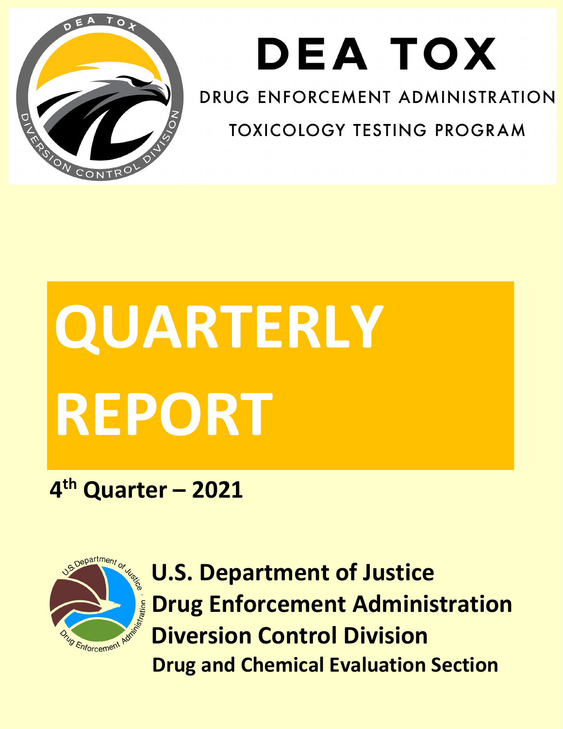# DEA TOX

DRUG ENFORCEMENT ADMINISTRATION

TOXICOLOGY TESTING PROGRAM

# QUARTERLY REPORT

**4th Quarter – 2021**

**U.S. Department of Justice**
**Drug Enforcement Administration**
**Diversion Control Division**
**Drug and Chemical Evaluation Section**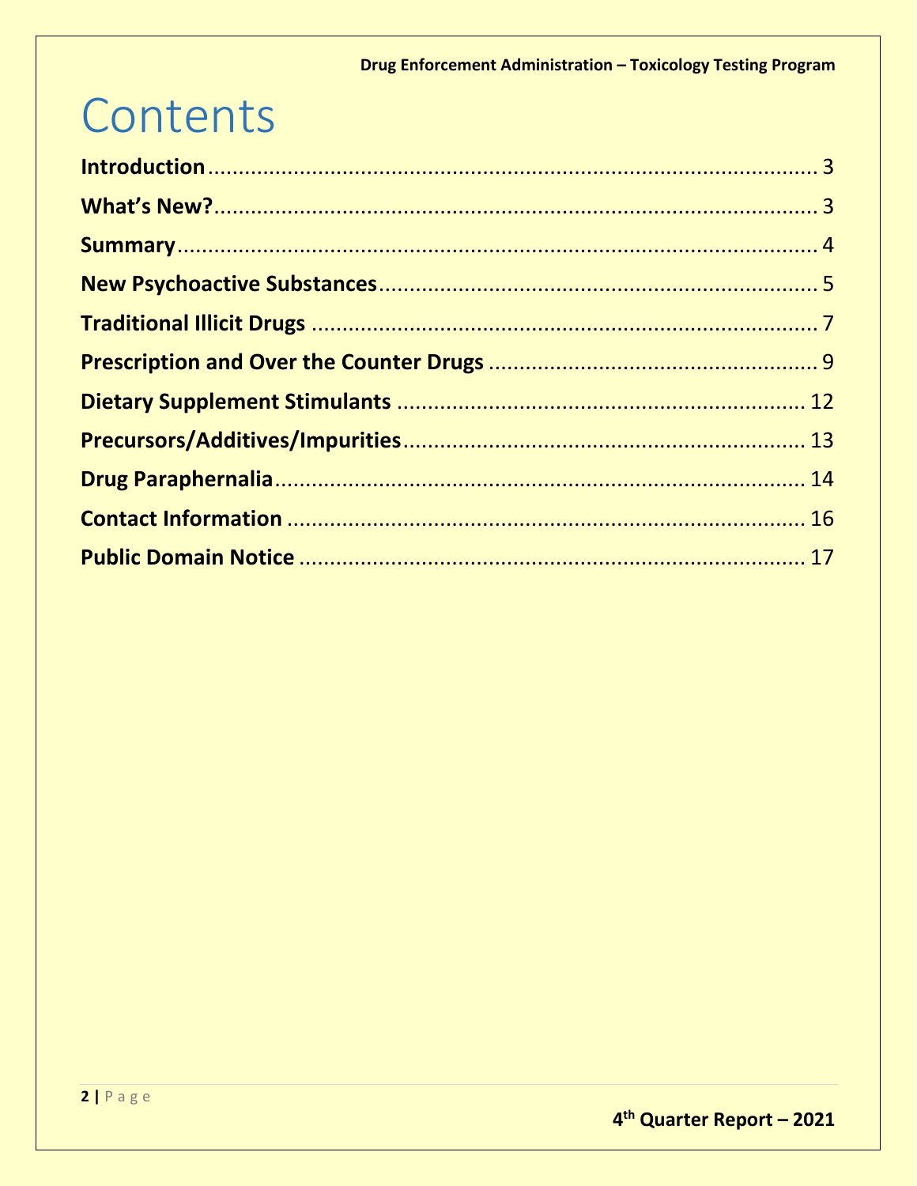# Contents

**Introduction** .......................................................................................... 3

**What's New?** .......................................................................................... 3

**Summary** .......................................................................................... 4

**New Psychoactive Substances** .......................................................................................... 5

**Traditional Illicit Drugs** .......................................................................................... 7

**Prescription and Over the Counter Drugs** .......................................................................................... 9

**Dietary Supplement Stimulants** .......................................................................................... 12

**Precursors/Additives/Impurities** .......................................................................................... 13

**Drug Paraphernalia** .......................................................................................... 14

**Contact Information** .......................................................................................... 16

**Public Domain Notice** .......................................................................................... 17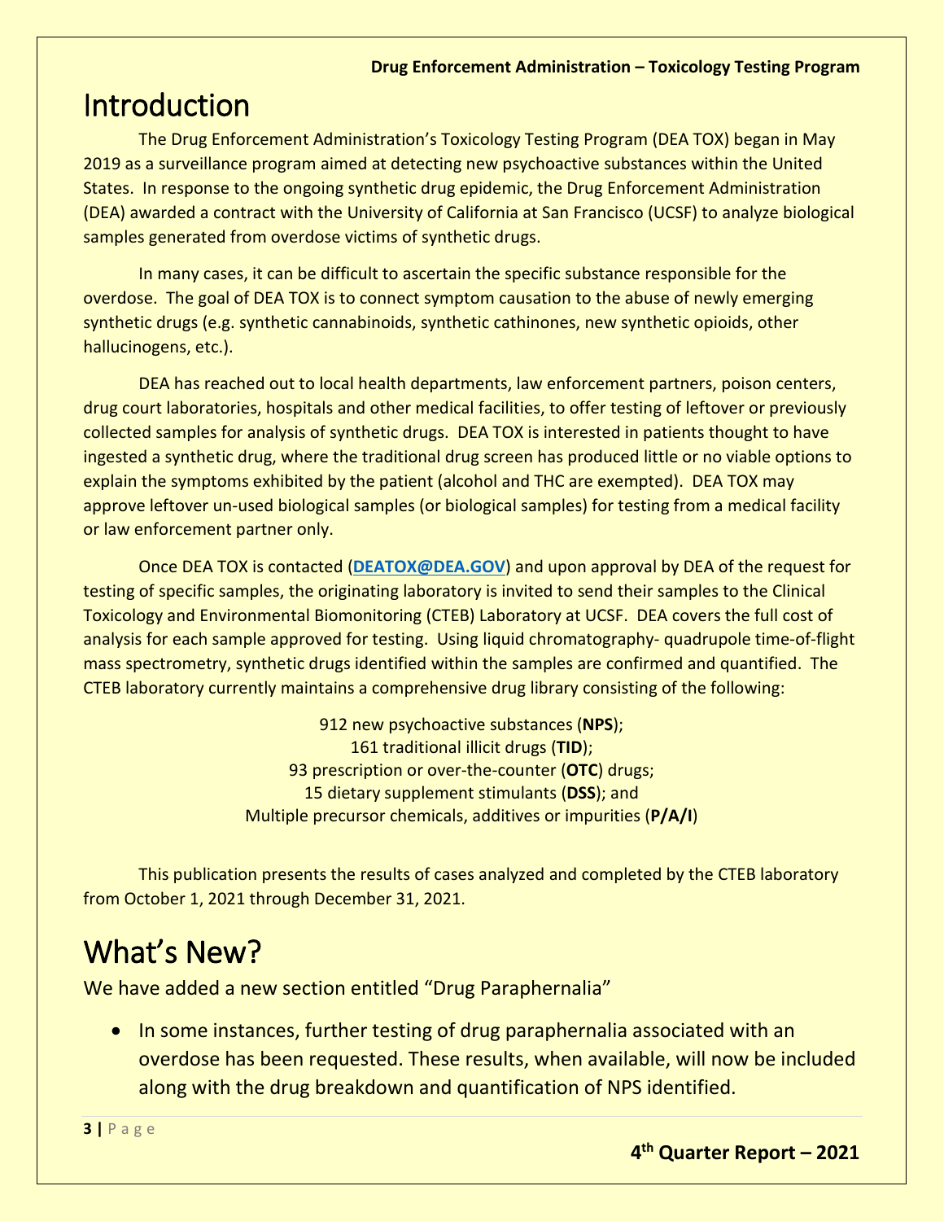# Introduction

The Drug Enforcement Administration's Toxicology Testing Program (DEA TOX) began in May 2019 as a surveillance program aimed at detecting new psychoactive substances within the United States. In response to the ongoing synthetic drug epidemic, the Drug Enforcement Administration (DEA) awarded a contract with the University of California at San Francisco (UCSF) to analyze biological samples generated from overdose victims of synthetic drugs.

In many cases, it can be difficult to ascertain the specific substance responsible for the overdose. The goal of DEA TOX is to connect symptom causation to the abuse of newly emerging synthetic drugs (e.g. synthetic cannabinoids, synthetic cathinones, new synthetic opioids, other hallucinogens, etc.).

DEA has reached out to local health departments, law enforcement partners, poison centers, drug court laboratories, hospitals and other medical facilities, to offer testing of leftover or previously collected samples for analysis of synthetic drugs. DEA TOX is interested in patients thought to have ingested a synthetic drug, where the traditional drug screen has produced little or no viable options to explain the symptoms exhibited by the patient (alcohol and THC are exempted). DEA TOX may approve leftover un-used biological samples (or biological samples) for testing from a medical facility or law enforcement partner only.

Once DEA TOX is contacted (**DEATOX@DEA.GOV**) and upon approval by DEA of the request for testing of specific samples, the originating laboratory is invited to send their samples to the Clinical Toxicology and Environmental Biomonitoring (CTEB) Laboratory at UCSF. DEA covers the full cost of analysis for each sample approved for testing. Using liquid chromatography- quadrupole time-of-flight mass spectrometry, synthetic drugs identified within the samples are confirmed and quantified. The CTEB laboratory currently maintains a comprehensive drug library consisting of the following:

912 new psychoactive substances (**NPS**);
161 traditional illicit drugs (**TID**);
93 prescription or over-the-counter (**OTC**) drugs;
15 dietary supplement stimulants (**DSS**); and
Multiple precursor chemicals, additives or impurities (**P/A/I**)

This publication presents the results of cases analyzed and completed by the CTEB laboratory from October 1, 2021 through December 31, 2021.

# What's New?

We have added a new section entitled "Drug Paraphernalia"

- In some instances, further testing of drug paraphernalia associated with an overdose has been requested. These results, when available, will now be included along with the drug breakdown and quantification of NPS identified.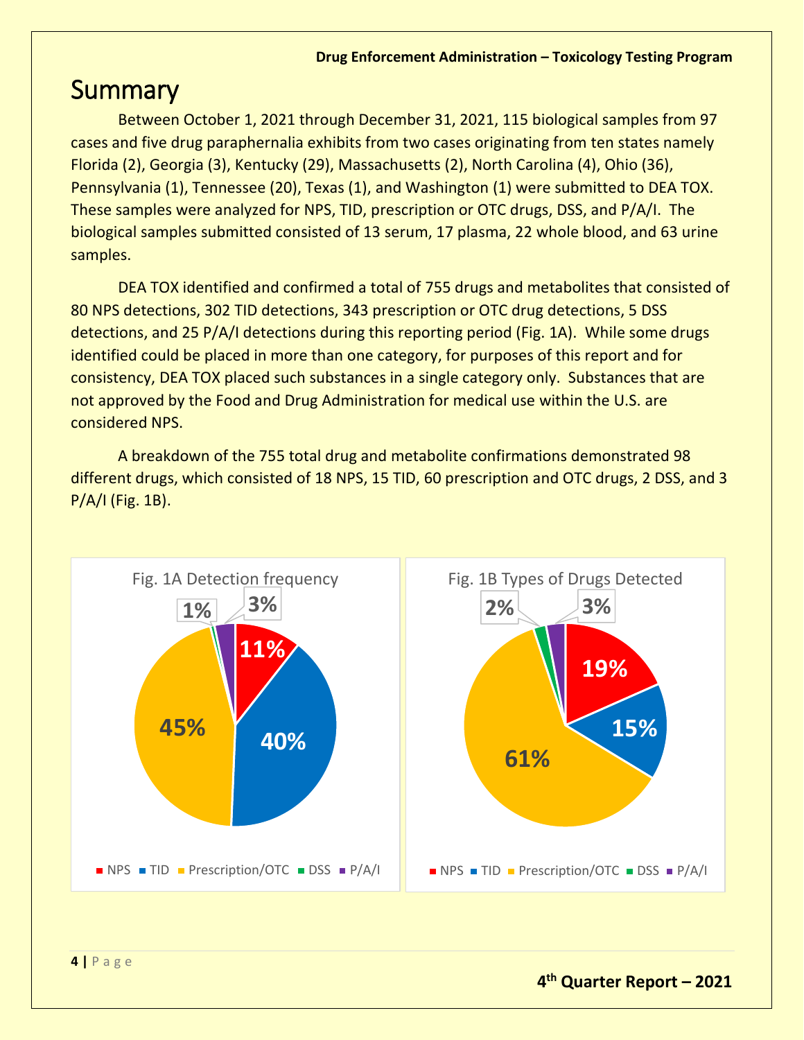# Summary

Between October 1, 2021 through December 31, 2021, 115 biological samples from 97 cases and five drug paraphernalia exhibits from two cases originating from ten states namely Florida (2), Georgia (3), Kentucky (29), Massachusetts (2), North Carolina (4), Ohio (36), Pennsylvania (1), Tennessee (20), Texas (1), and Washington (1) were submitted to DEA TOX. These samples were analyzed for NPS, TID, prescription or OTC drugs, DSS, and P/A/I. The biological samples submitted consisted of 13 serum, 17 plasma, 22 whole blood, and 63 urine samples.

DEA TOX identified and confirmed a total of 755 drugs and metabolites that consisted of 80 NPS detections, 302 TID detections, 343 prescription or OTC drug detections, 5 DSS detections, and 25 P/A/I detections during this reporting period (Fig. 1A). While some drugs identified could be placed in more than one category, for purposes of this report and for consistency, DEA TOX placed such substances in a single category only. Substances that are not approved by the Food and Drug Administration for medical use within the U.S. are considered NPS.

A breakdown of the 755 total drug and metabolite confirmations demonstrated 98 different drugs, which consisted of 18 NPS, 15 TID, 60 prescription and OTC drugs, 2 DSS, and 3 P/A/I (Fig. 1B).

Fig. 1A Detection frequency

| Category | Percentage |
|---|---|
| NPS | 11% |
| TID | 40% |
| Prescription/OTC | 45% |
| DSS | 1% |
| P/A/I | 3% |

Fig. 1B Types of Drugs Detected

| Category | Percentage |
|---|---|
| NPS | 19% |
| TID | 15% |
| Prescription/OTC | 61% |
| DSS | 2% |
| P/A/I | 3% |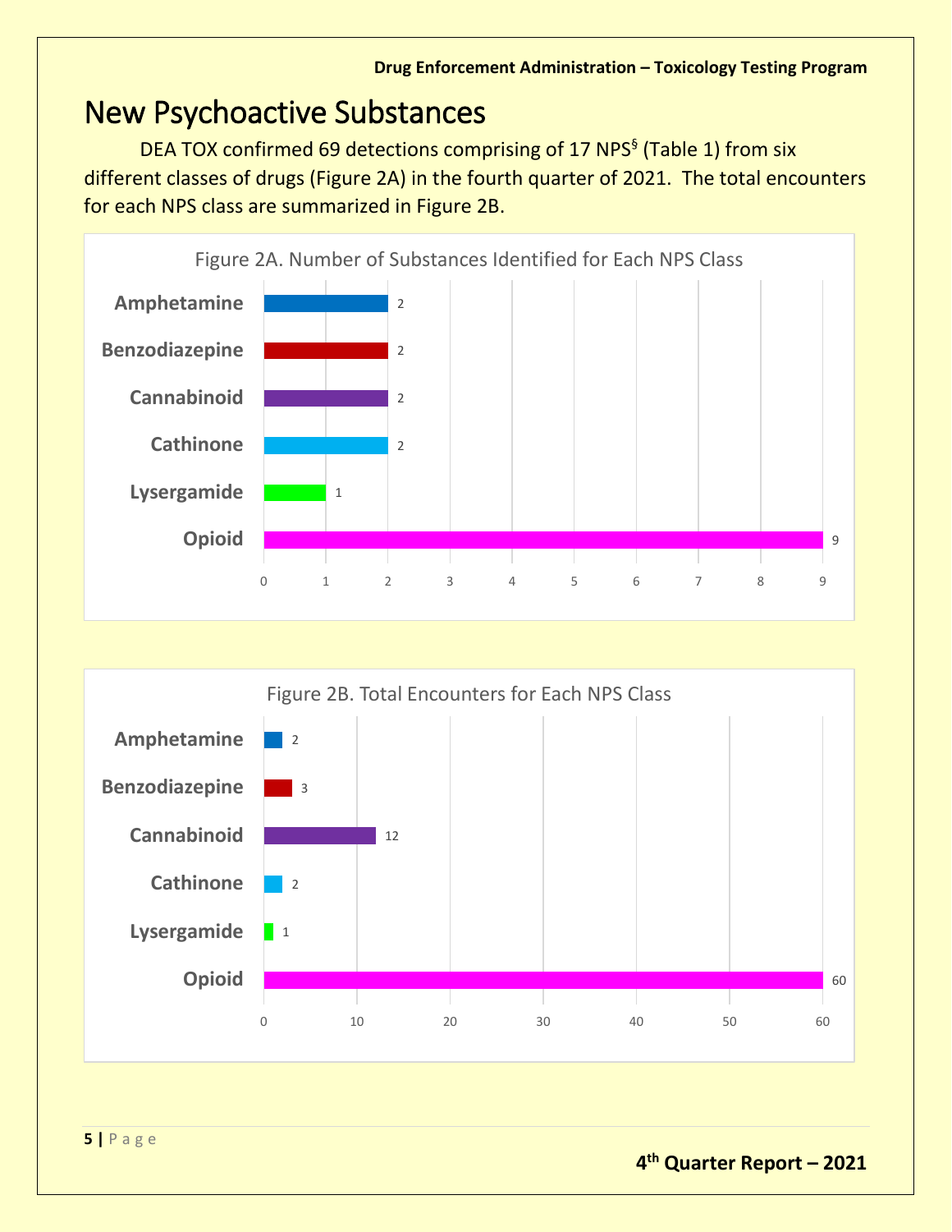# New Psychoactive Substances

DEA TOX confirmed 69 detections comprising of 17 NPS[§] (Table 1) from six different classes of drugs (Figure 2A) in the fourth quarter of 2021. The total encounters for each NPS class are summarized in Figure 2B.

Figure 2A. Number of Substances Identified for Each NPS Class

| NPS Class | Number of Substances |
|---|---|
| Amphetamine | 2 |
| Benzodiazepine | 2 |
| Cannabinoid | 2 |
| Cathinone | 2 |
| Lysergamide | 1 |
| Opioid | 9 |

Figure 2B. Total Encounters for Each NPS Class

| NPS Class | Total Encounters |
|---|---|
| Amphetamine | 2 |
| Benzodiazepine | 3 |
| Cannabinoid | 12 |
| Cathinone | 2 |
| Lysergamide | 1 |
| Opioid | 60 |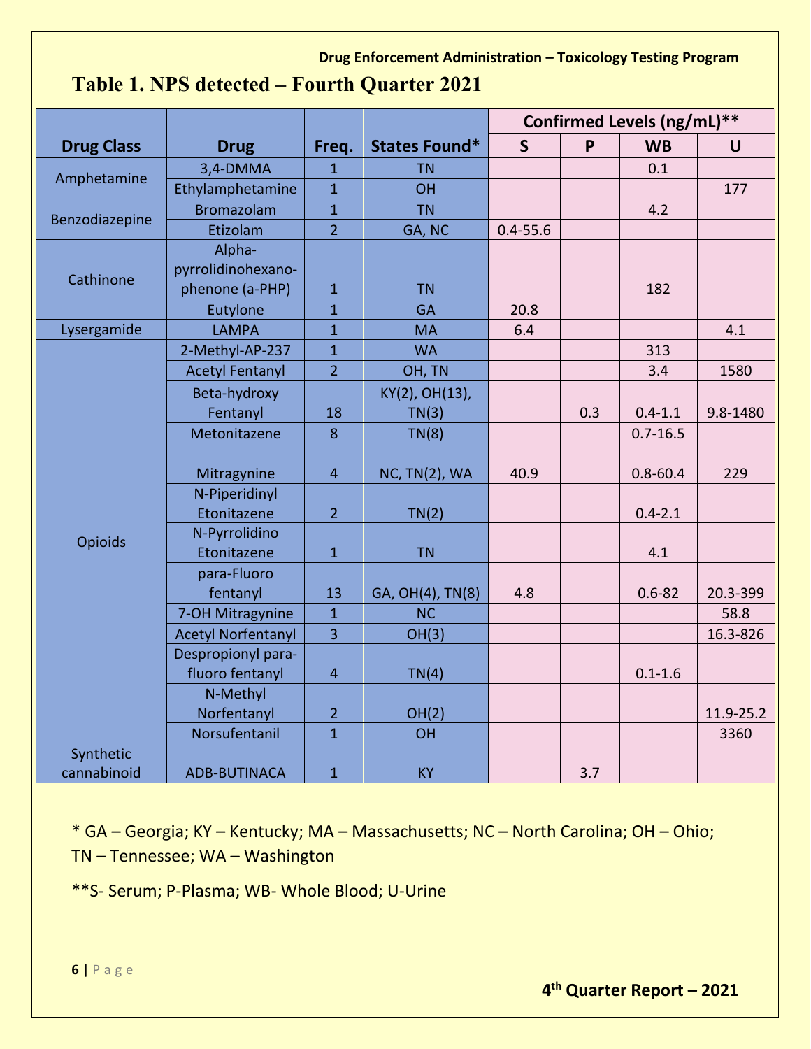# Table 1. NPS detected – Fourth Quarter 2021

| Drug Class | Drug | Freq. | States Found* | Confirmed Levels (ng/mL)** | | | |
|---|---|---|---|---|---|---|---|
| | | | | S | P | WB | U |
| Amphetamine | 3,4-DMMA | 1 | TN | | | 0.1 | |
| | Ethylamphetamine | 1 | OH | | | | 177 |
| Benzodiazepine | Bromazolam | 1 | TN | | | 4.2 | |
| | Etizolam | 2 | GA, NC | 0.4-55.6 | | | |
| Cathinone | Alpha-pyrrolidinohexanophenone (a-PHP) | 1 | TN | | | 182 | |
| | Eutylone | 1 | GA | 20.8 | | | |
| Lysergamide | LAMPA | 1 | MA | 6.4 | | | 4.1 |
| Opioids | 2-Methyl-AP-237 | 1 | WA | | | 313 | |
| | Acetyl Fentanyl | 2 | OH, TN | | | 3.4 | 1580 |
| | Beta-hydroxy Fentanyl | 18 | KY(2), OH(13), TN(3) | | 0.3 | 0.4-1.1 | 9.8-1480 |
| | Metonitazene | 8 | TN(8) | | | 0.7-16.5 | |
| | Mitragynine | 4 | NC, TN(2), WA | 40.9 | | 0.8-60.4 | 229 |
| | N-Piperidinyl Etonitazene | 2 | TN(2) | | | 0.4-2.1 | |
| | N-Pyrrolidino Etonitazene | 1 | TN | | | 4.1 | |
| | para-Fluoro fentanyl | 13 | GA, OH(4), TN(8) | 4.8 | | 0.6-82 | 20.3-399 |
| | 7-OH Mitragynine | 1 | NC | | | | 58.8 |
| | Acetyl Norfentanyl | 3 | OH(3) | | | | 16.3-826 |
| | Despropionyl para-fluoro fentanyl | 4 | TN(4) | | | 0.1-1.6 | |
| | N-Methyl Norfentanyl | 2 | OH(2) | | | | 11.9-25.2 |
| | Norsufentanil | 1 | OH | | | | 3360 |
| Synthetic cannabinoid | ADB-BUTINACA | 1 | KY | | 3.7 | | |

* GA – Georgia; KY – Kentucky; MA – Massachusetts; NC – North Carolina; OH – Ohio; TN – Tennessee; WA – Washington

**S- Serum; P-Plasma; WB- Whole Blood; U-Urine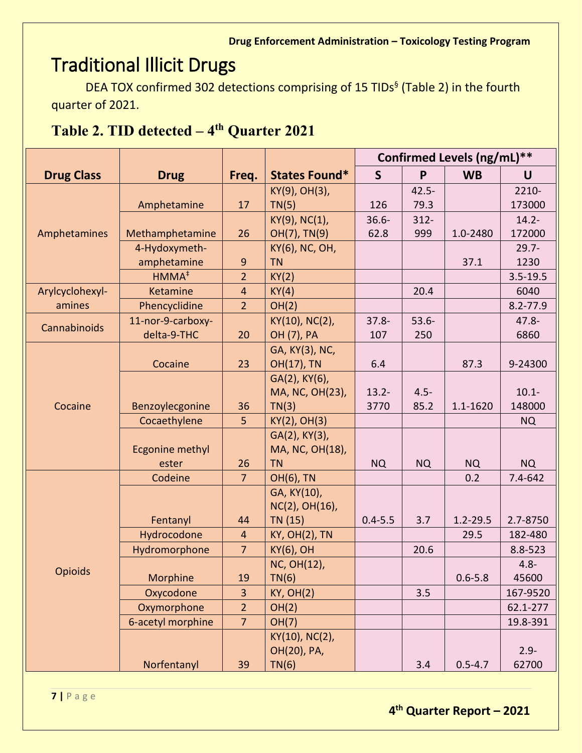# Traditional Illicit Drugs

DEA TOX confirmed 302 detections comprising of 15 TIDs§ (Table 2) in the fourth quarter of 2021.

## Table 2. TID detected – 4th Quarter 2021

| Drug Class | Drug | Freq. | States Found* | Confirmed Levels (ng/mL)** | | | |
|---|---|---|---|---|---|---|---|
| | | | | S | P | WB | U |
| Amphetamines | Amphetamine | 17 | KY(9), OH(3), TN(5) | 126 | 42.5-79.3 | | 2210-173000 |
| | Methamphetamine | 26 | KY(9), NC(1), OH(7), TN(9) | 36.6-62.8 | 312-999 | 1.0-2480 | 14.2-172000 |
| | 4-Hydoxymeth-amphetamine | 9 | KY(6), NC, OH, TN | | | 37.1 | 29.7-1230 |
| | HMMA‡ | 2 | KY(2) | | | | 3.5-19.5 |
| Arylcyclohexyl-amines | Ketamine | 4 | KY(4) | | 20.4 | | 6040 |
| | Phencyclidine | 2 | OH(2) | | | | 8.2-77.9 |
| Cannabinoids | 11-nor-9-carboxy-delta-9-THC | 20 | KY(10), NC(2), OH (7), PA | 37.8-107 | 53.6-250 | | 47.8-6860 |
| Cocaine | Cocaine | 23 | GA, KY(3), NC, OH(17), TN | 6.4 | | 87.3 | 9-24300 |
| | Benzoylecgonine | 36 | GA(2), KY(6), MA, NC, OH(23), TN(3) | 13.2-3770 | 4.5-85.2 | 1.1-1620 | 10.1-148000 |
| | Cocaethylene | 5 | KY(2), OH(3) | | | | NQ |
| | Ecgonine methyl ester | 26 | GA(2), KY(3), MA, NC, OH(18), TN | NQ | NQ | NQ | NQ |
| Opioids | Codeine | 7 | OH(6), TN | | | 0.2 | 7.4-642 |
| | Fentanyl | 44 | GA, KY(10), NC(2), OH(16), TN (15) | 0.4-5.5 | 3.7 | 1.2-29.5 | 2.7-8750 |
| | Hydrocodone | 4 | KY, OH(2), TN | | | 29.5 | 182-480 |
| | Hydromorphone | 7 | KY(6), OH | | 20.6 | | 8.8-523 |
| | Morphine | 19 | NC, OH(12), TN(6) | | | 0.6-5.8 | 4.8-45600 |
| | Oxycodone | 3 | KY, OH(2) | | 3.5 | | 167-9520 |
| | Oxymorphone | 2 | OH(2) | | | | 62.1-277 |
| | 6-acetyl morphine | 7 | OH(7) | | | | 19.8-391 |
| | Norfentanyl | 39 | KY(10), NC(2), OH(20), PA, TN(6) | | 3.4 | 0.5-4.7 | 2.9-62700 |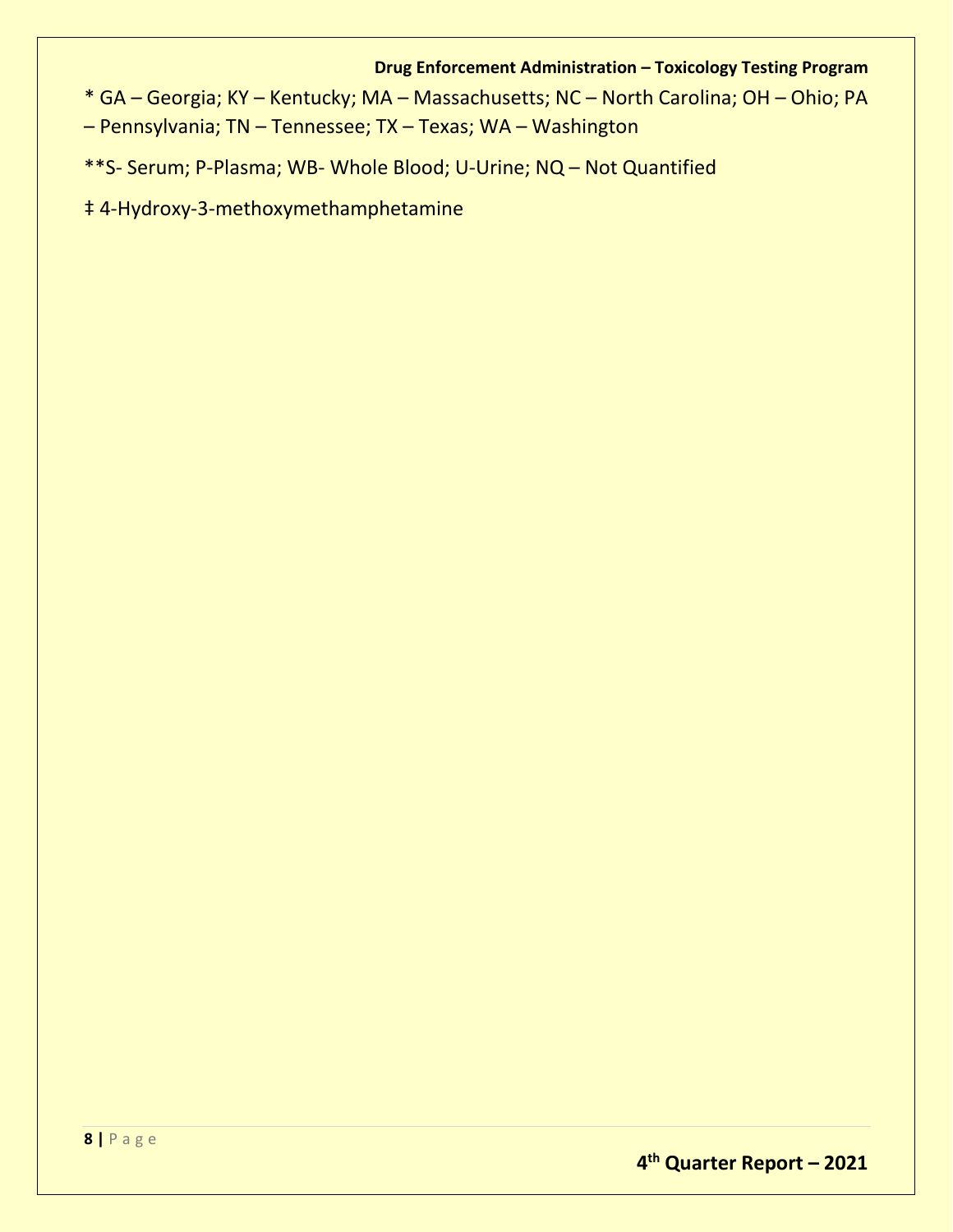* GA – Georgia; KY – Kentucky; MA – Massachusetts; NC – North Carolina; OH – Ohio; PA – Pennsylvania; TN – Tennessee; TX – Texas; WA – Washington

**S- Serum; P-Plasma; WB- Whole Blood; U-Urine; NQ – Not Quantified

‡ 4-Hydroxy-3-methoxymethamphetamine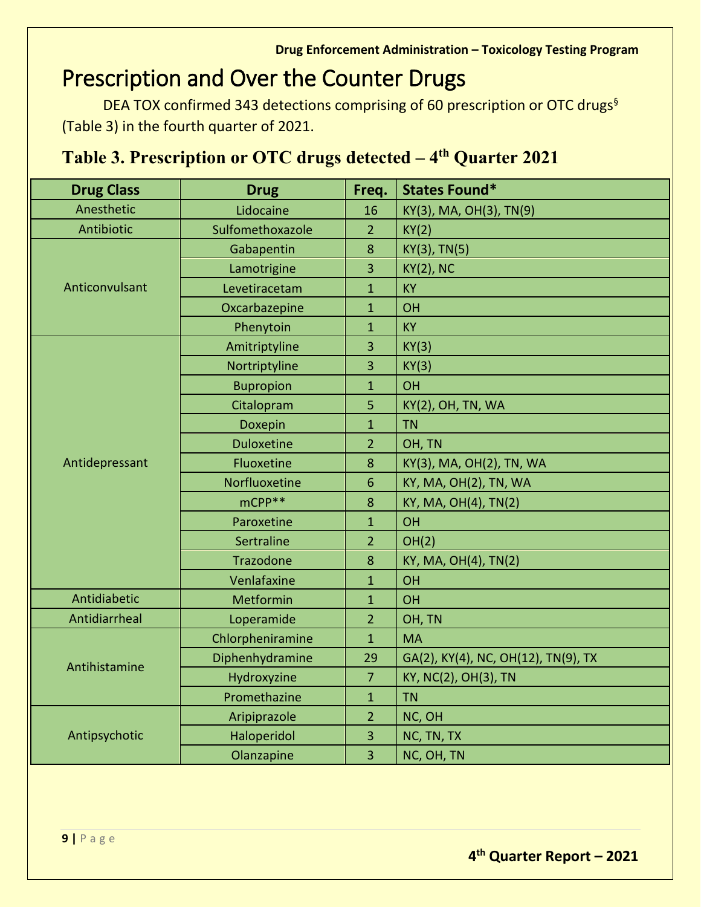# Prescription and Over the Counter Drugs

DEA TOX confirmed 343 detections comprising of 60 prescription or OTC drugs[§] (Table 3) in the fourth quarter of 2021.

## Table 3. Prescription or OTC drugs detected – 4th Quarter 2021

| Drug Class | Drug | Freq. | States Found* |
|---|---|---|---|
| Anesthetic | Lidocaine | 16 | KY(3), MA, OH(3), TN(9) |
| Antibiotic | Sulfomethoxazole | 2 | KY(2) |
| Anticonvulsant | Gabapentin | 8 | KY(3), TN(5) |
| | Lamotrigine | 3 | KY(2), NC |
| | Levetiracetam | 1 | KY |
| | Oxcarbazepine | 1 | OH |
| | Phenytoin | 1 | KY |
| Antidepressant | Amitriptyline | 3 | KY(3) |
| | Nortriptyline | 3 | KY(3) |
| | Bupropion | 1 | OH |
| | Citalopram | 5 | KY(2), OH, TN, WA |
| | Doxepin | 1 | TN |
| | Duloxetine | 2 | OH, TN |
| | Fluoxetine | 8 | KY(3), MA, OH(2), TN, WA |
| | Norfluoxetine | 6 | KY, MA, OH(2), TN, WA |
| | mCPP** | 8 | KY, MA, OH(4), TN(2) |
| | Paroxetine | 1 | OH |
| | Sertraline | 2 | OH(2) |
| | Trazodone | 8 | KY, MA, OH(4), TN(2) |
| | Venlafaxine | 1 | OH |
| Antidiabetic | Metformin | 1 | OH |
| Antidiarrheal | Loperamide | 2 | OH, TN |
| Antihistamine | Chlorpheniramine | 1 | MA |
| | Diphenhydramine | 29 | GA(2), KY(4), NC, OH(12), TN(9), TX |
| | Hydroxyzine | 7 | KY, NC(2), OH(3), TN |
| | Promethazine | 1 | TN |
| Antipsychotic | Aripiprazole | 2 | NC, OH |
| | Haloperidol | 3 | NC, TN, TX |
| | Olanzapine | 3 | NC, OH, TN |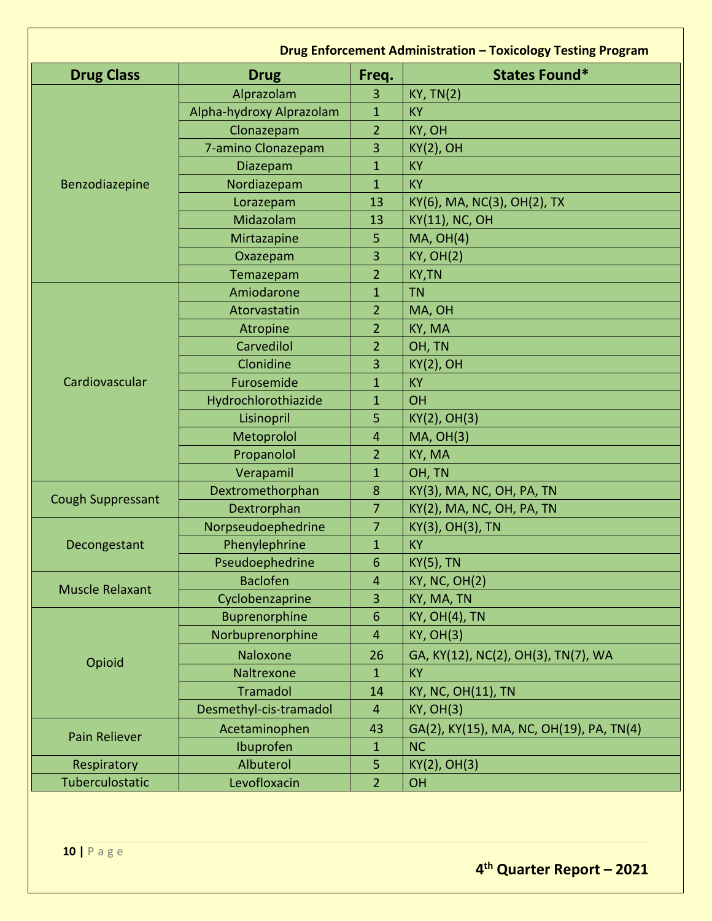| Drug Class | Drug | Freq. | States Found* |
|---|---|---|---|
| Benzodiazepine | Alprazolam | 3 | KY, TN(2) |
| | Alpha-hydroxy Alprazolam | 1 | KY |
| | Clonazepam | 2 | KY, OH |
| | 7-amino Clonazepam | 3 | KY(2), OH |
| | Diazepam | 1 | KY |
| | Nordiazepam | 1 | KY |
| | Lorazepam | 13 | KY(6), MA, NC(3), OH(2), TX |
| | Midazolam | 13 | KY(11), NC, OH |
| | Mirtazapine | 5 | MA, OH(4) |
| | Oxazepam | 3 | KY, OH(2) |
| | Temazepam | 2 | KY,TN |
| Cardiovascular | Amiodarone | 1 | TN |
| | Atorvastatin | 2 | MA, OH |
| | Atropine | 2 | KY, MA |
| | Carvedilol | 2 | OH, TN |
| | Clonidine | 3 | KY(2), OH |
| | Furosemide | 1 | KY |
| | Hydrochlorothiazide | 1 | OH |
| | Lisinopril | 5 | KY(2), OH(3) |
| | Metoprolol | 4 | MA, OH(3) |
| | Propanolol | 2 | KY, MA |
| | Verapamil | 1 | OH, TN |
| Cough Suppressant | Dextromethorphan | 8 | KY(3), MA, NC, OH, PA, TN |
| | Dextrorphan | 7 | KY(2), MA, NC, OH, PA, TN |
| Decongestant | Norpseudoephedrine | 7 | KY(3), OH(3), TN |
| | Phenylephrine | 1 | KY |
| | Pseudoephedrine | 6 | KY(5), TN |
| Muscle Relaxant | Baclofen | 4 | KY, NC, OH(2) |
| | Cyclobenzaprine | 3 | KY, MA, TN |
| Opioid | Buprenorphine | 6 | KY, OH(4), TN |
| | Norbuprenorphine | 4 | KY, OH(3) |
| | Naloxone | 26 | GA, KY(12), NC(2), OH(3), TN(7), WA |
| | Naltrexone | 1 | KY |
| | Tramadol | 14 | KY, NC, OH(11), TN |
| | Desmethyl-cis-tramadol | 4 | KY, OH(3) |
| Pain Reliever | Acetaminophen | 43 | GA(2), KY(15), MA, NC, OH(19), PA, TN(4) |
| | Ibuprofen | 1 | NC |
| Respiratory | Albuterol | 5 | KY(2), OH(3) |
| Tuberculostatic | Levofloxacin | 2 | OH |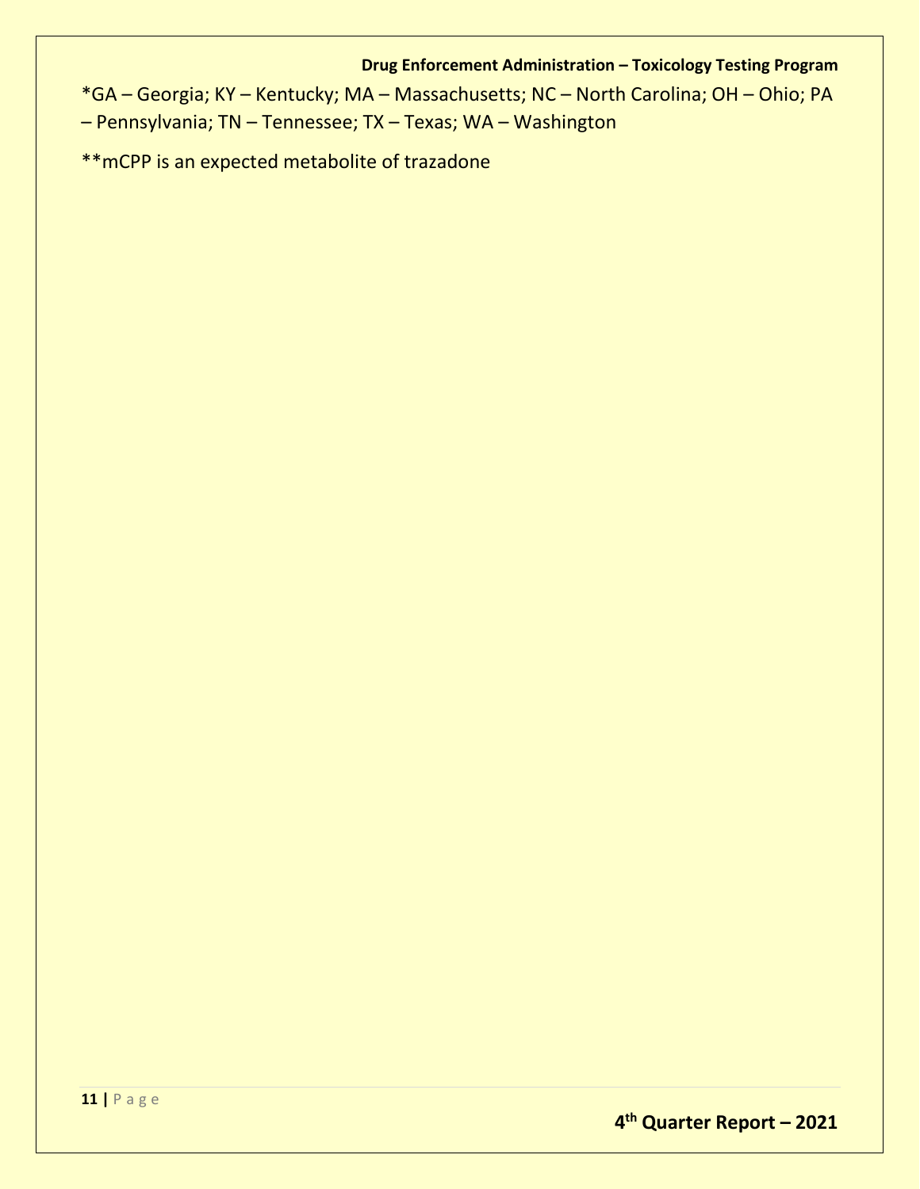*GA – Georgia; KY – Kentucky; MA – Massachusetts; NC – North Carolina; OH – Ohio; PA – Pennsylvania; TN – Tennessee; TX – Texas; WA – Washington

**mCPP is an expected metabolite of trazadone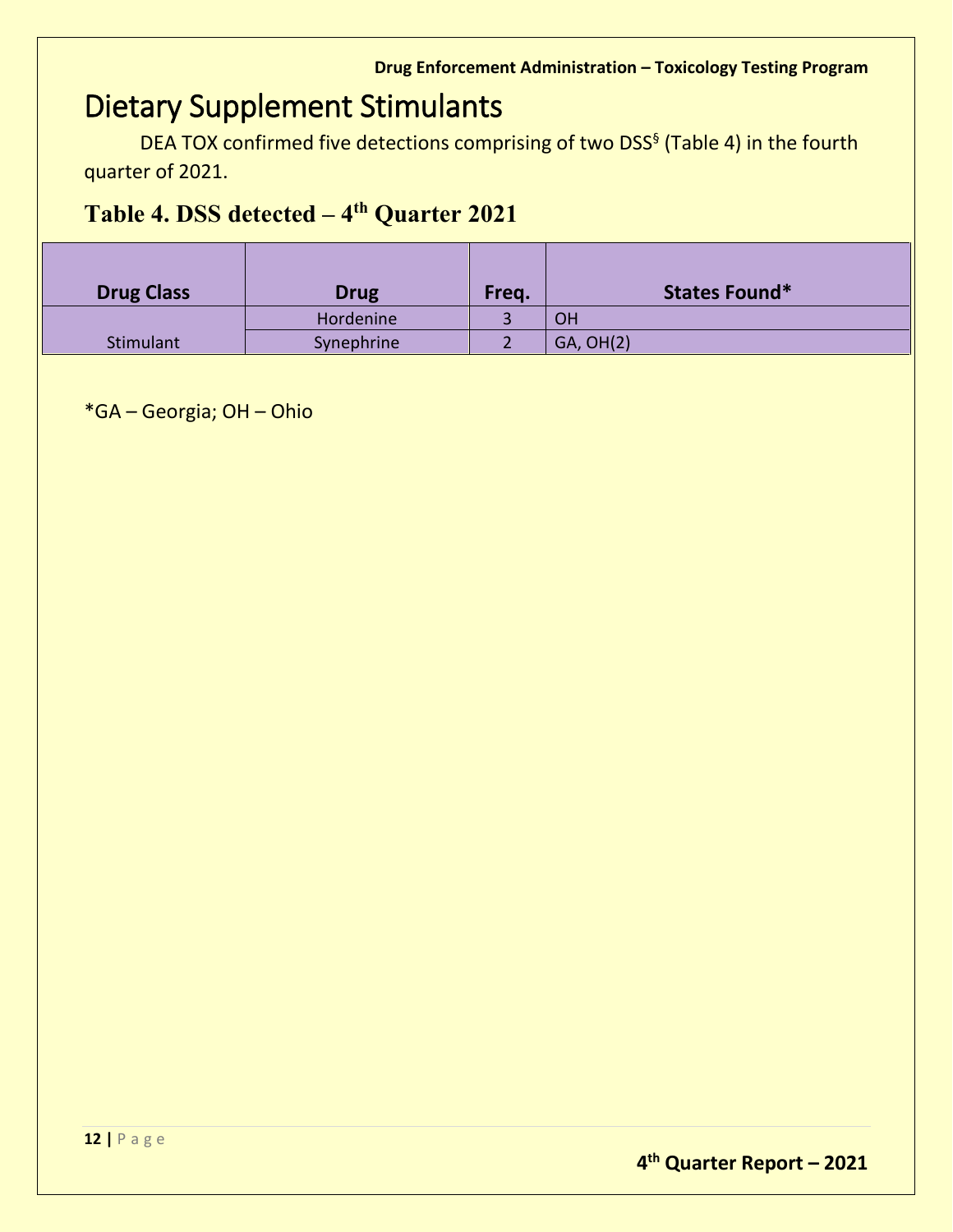# Dietary Supplement Stimulants

DEA TOX confirmed five detections comprising of two DSS§ (Table 4) in the fourth quarter of 2021.

## Table 4. DSS detected – 4th Quarter 2021

| Drug Class | Drug | Freq. | States Found* |
|---|---|---|---|
| Stimulant | Hordenine | 3 | OH |
| | Synephrine | 2 | GA, OH(2) |

*GA – Georgia; OH – Ohio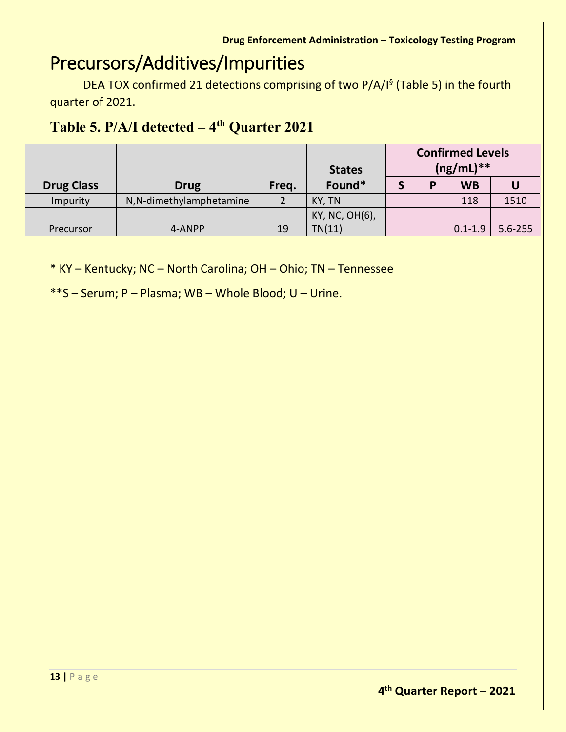# Precursors/Additives/Impurities

DEA TOX confirmed 21 detections comprising of two P/A/I§ (Table 5) in the fourth quarter of 2021.

## Table 5. P/A/I detected – 4th Quarter 2021

| Drug Class | Drug | Freq. | States Found* | Confirmed Levels (ng/mL)** | | | |
|---|---|---|---|---|---|---|---|
| | | | | S | P | WB | U |
| Impurity | N,N-dimethylamphetamine | 2 | KY, TN | | | 118 | 1510 |
| Precursor | 4-ANPP | 19 | KY, NC, OH(6), TN(11) | | | 0.1-1.9 | 5.6-255 |

\* KY – Kentucky; NC – North Carolina; OH – Ohio; TN – Tennessee

**S – Serum; P – Plasma; WB – Whole Blood; U – Urine.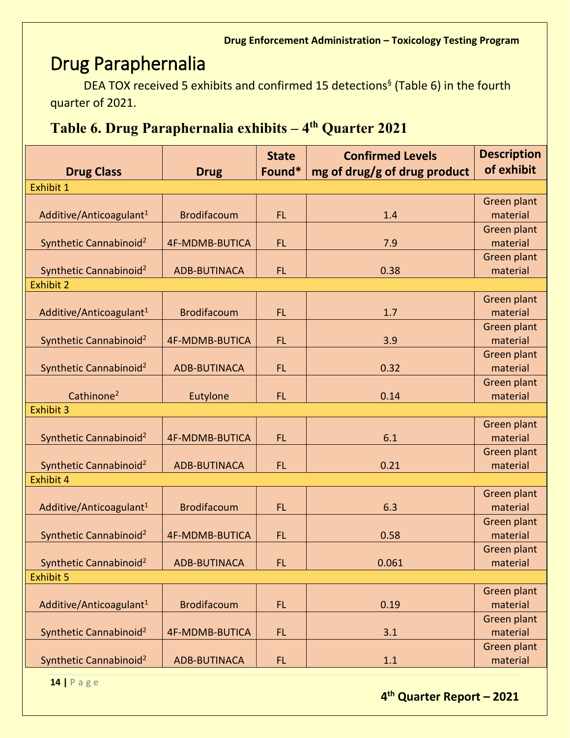# Drug Paraphernalia

DEA TOX received 5 exhibits and confirmed 15 detections[§] (Table 6) in the fourth quarter of 2021.

## Table 6. Drug Paraphernalia exhibits – 4th Quarter 2021

| Drug Class | Drug | State Found* | Confirmed Levels mg of drug/g of drug product | Description of exhibit |
|---|---|---|---|---|
| Exhibit 1 | | | | |
| Additive/Anticoagulant[1] | Brodifacoum | FL | 1.4 | Green plant material |
| Synthetic Cannabinoid[2] | 4F-MDMB-BUTICA | FL | 7.9 | Green plant material |
| Synthetic Cannabinoid[2] | ADB-BUTINACA | FL | 0.38 | Green plant material |
| Exhibit 2 | | | | |
| Additive/Anticoagulant[1] | Brodifacoum | FL | 1.7 | Green plant material |
| Synthetic Cannabinoid[2] | 4F-MDMB-BUTICA | FL | 3.9 | Green plant material |
| Synthetic Cannabinoid[2] | ADB-BUTINACA | FL | 0.32 | Green plant material |
| Cathinone[2] | Eutylone | FL | 0.14 | Green plant material |
| Exhibit 3 | | | | |
| Synthetic Cannabinoid[2] | 4F-MDMB-BUTICA | FL | 6.1 | Green plant material |
| Synthetic Cannabinoid[2] | ADB-BUTINACA | FL | 0.21 | Green plant material |
| Exhibit 4 | | | | |
| Additive/Anticoagulant[1] | Brodifacoum | FL | 6.3 | Green plant material |
| Synthetic Cannabinoid[2] | 4F-MDMB-BUTICA | FL | 0.58 | Green plant material |
| Synthetic Cannabinoid[2] | ADB-BUTINACA | FL | 0.061 | Green plant material |
| Exhibit 5 | | | | |
| Additive/Anticoagulant[1] | Brodifacoum | FL | 0.19 | Green plant material |
| Synthetic Cannabinoid[2] | 4F-MDMB-BUTICA | FL | 3.1 | Green plant material |
| Synthetic Cannabinoid[2] | ADB-BUTINACA | FL | 1.1 | Green plant material |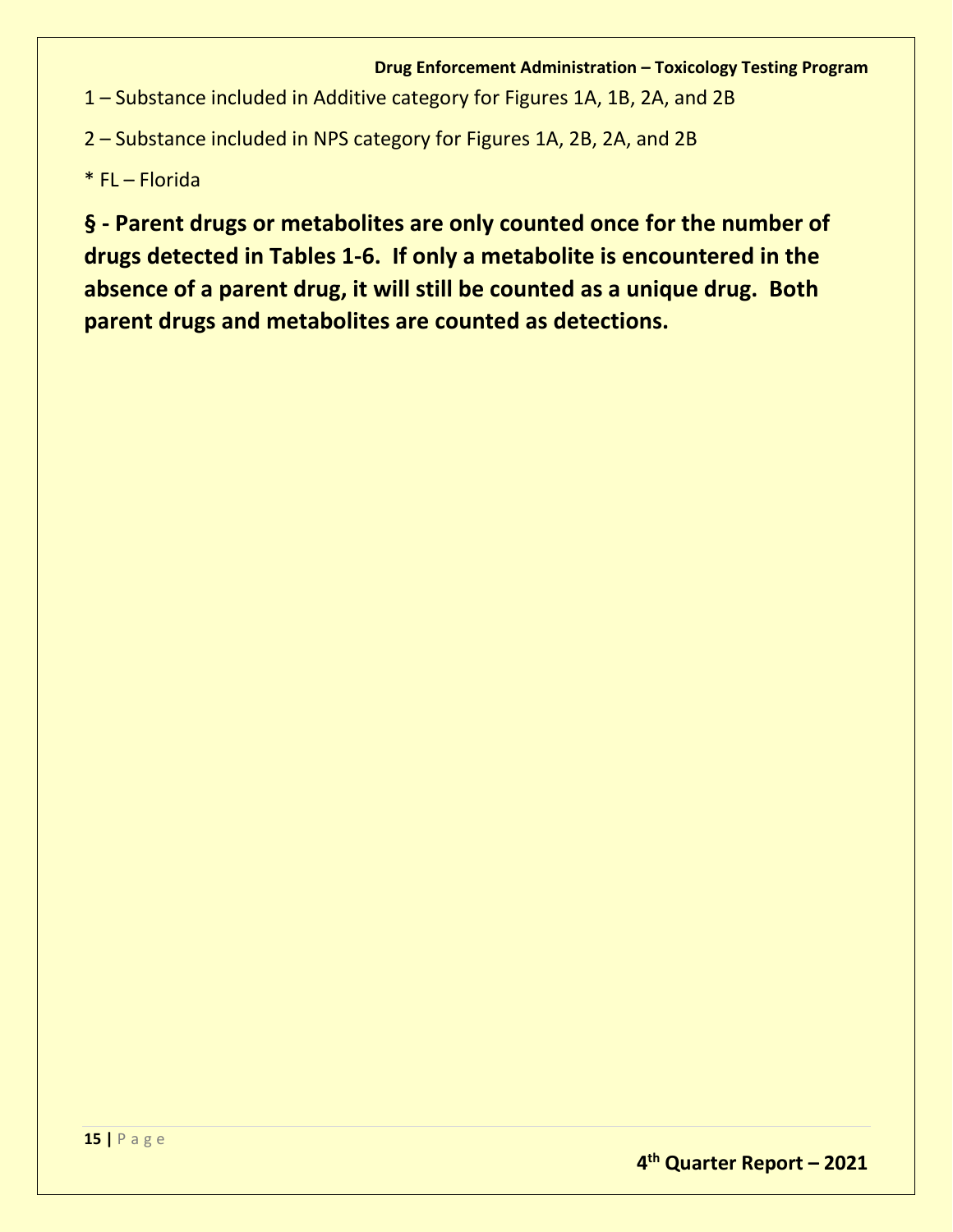1 – Substance included in Additive category for Figures 1A, 1B, 2A, and 2B

2 – Substance included in NPS category for Figures 1A, 2B, 2A, and 2B

* FL – Florida

**§ - Parent drugs or metabolites are only counted once for the number of drugs detected in Tables 1-6. If only a metabolite is encountered in the absence of a parent drug, it will still be counted as a unique drug. Both parent drugs and metabolites are counted as detections.**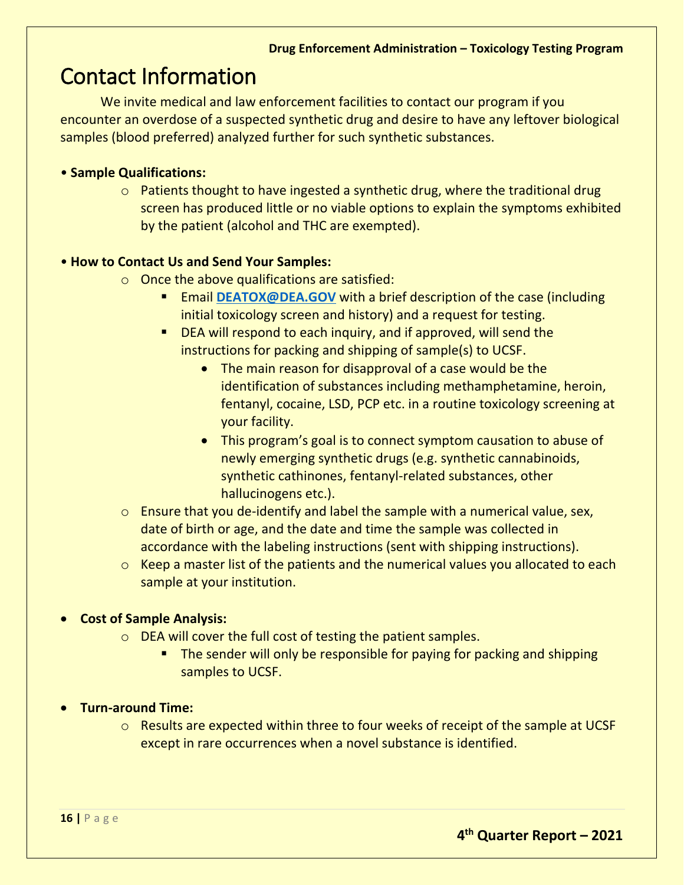# Contact Information

We invite medical and law enforcement facilities to contact our program if you encounter an overdose of a suspected synthetic drug and desire to have any leftover biological samples (blood preferred) analyzed further for such synthetic substances.

- **Sample Qualifications:**
  - Patients thought to have ingested a synthetic drug, where the traditional drug screen has produced little or no viable options to explain the symptoms exhibited by the patient (alcohol and THC are exempted).

- **How to Contact Us and Send Your Samples:**
  - Once the above qualifications are satisfied:
    - Email **DEATOX@DEA.GOV** with a brief description of the case (including initial toxicology screen and history) and a request for testing.
    - DEA will respond to each inquiry, and if approved, will send the instructions for packing and shipping of sample(s) to UCSF.
      - The main reason for disapproval of a case would be the identification of substances including methamphetamine, heroin, fentanyl, cocaine, LSD, PCP etc. in a routine toxicology screening at your facility.
      - This program's goal is to connect symptom causation to abuse of newly emerging synthetic drugs (e.g. synthetic cannabinoids, synthetic cathinones, fentanyl-related substances, other hallucinogens etc.).
  - Ensure that you de-identify and label the sample with a numerical value, sex, date of birth or age, and the date and time the sample was collected in accordance with the labeling instructions (sent with shipping instructions).
  - Keep a master list of the patients and the numerical values you allocated to each sample at your institution.

- **Cost of Sample Analysis:**
  - DEA will cover the full cost of testing the patient samples.
    - The sender will only be responsible for paying for packing and shipping samples to UCSF.

- **Turn-around Time:**
  - Results are expected within three to four weeks of receipt of the sample at UCSF except in rare occurrences when a novel substance is identified.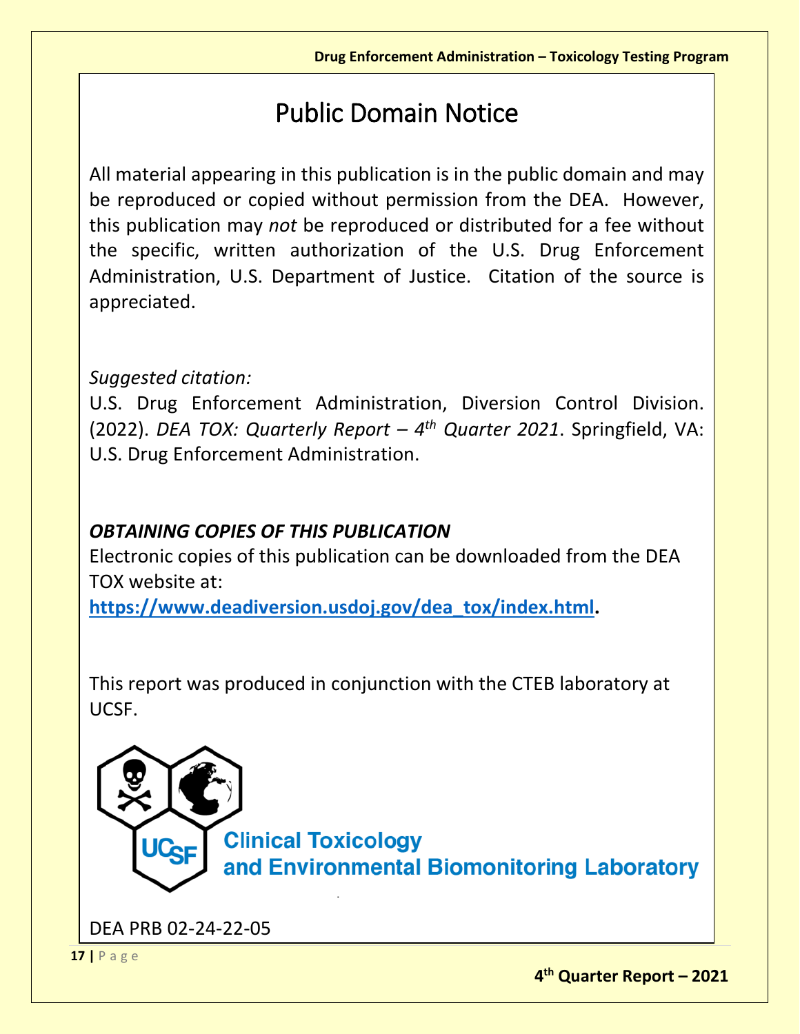# Public Domain Notice

All material appearing in this publication is in the public domain and may be reproduced or copied without permission from the DEA. However, this publication may *not* be reproduced or distributed for a fee without the specific, written authorization of the U.S. Drug Enforcement Administration, U.S. Department of Justice. Citation of the source is appreciated.

*Suggested citation:*
U.S. Drug Enforcement Administration, Diversion Control Division. (2022). *DEA TOX: Quarterly Report – 4th Quarter 2021*. Springfield, VA: U.S. Drug Enforcement Administration.

***OBTAINING COPIES OF THIS PUBLICATION***
Electronic copies of this publication can be downloaded from the DEA TOX website at:
**[https://www.deadiversion.usdoj.gov/dea_tox/index.html](https://www.deadiversion.usdoj.gov/dea_tox/index.html).**

This report was produced in conjunction with the CTEB laboratory at UCSF.

UCSF Clinical Toxicology and Environmental Biomonitoring Laboratory

DEA PRB 02-24-22-05